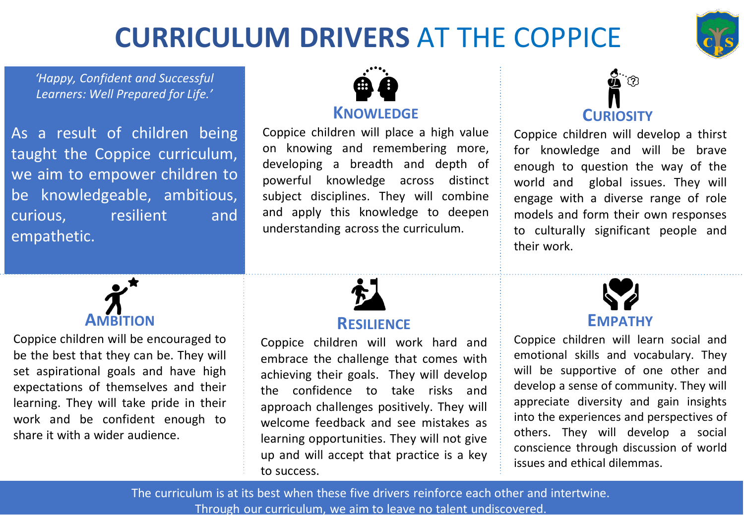# **CURRICULUM DRIVERS** AT THE COPPICE

*'Happy, Confident and Successful Learners: Well Prepared for Life.'*

As a result of children being taught the Coppice curriculum, we aim to empower children to be knowledgeable, ambitious, curious, resilient and empathetic.

## KNOWLEDGE

Coppice children will place a high value on knowing and remembering more, developing a breadth and depth of powerful knowledge across distinct subject disciplines. They will combine and apply this knowledge to deepen understanding across the curriculum.

## CURIOSITY

Coppice children will develop a thirst for knowledge and will be brave enough to question the way of the world and global issues. They will engage with a diverse range of role models and form their own responses to culturally significant people and their work.

## AMBITION

Coppice children will be encouraged to be the best that they can be. They will set aspirational goals and have high expectations of themselves and their learning. They will take pride in their work and be confident enough to share it with a wider audience.

## RESILIENCE

Coppice children will work hard and embrace the challenge that comes with achieving their goals. They will develop the confidence to take risks and approach challenges positively. They will welcome feedback and see mistakes as learning opportunities. They will not give up and will accept that practice is a key to success.

## EMPATHY

Coppice children will learn social and emotional skills and vocabulary. They will be supportive of one other and develop a sense of community. They will appreciate diversity and gain insights into the experiences and perspectives of others. They will develop a social conscience through discussion of world issues and ethical dilemmas.

The curriculum is at its best when these five drivers reinforce each other and intertwine. Through our curriculum, we aim to leave no talent undiscovered.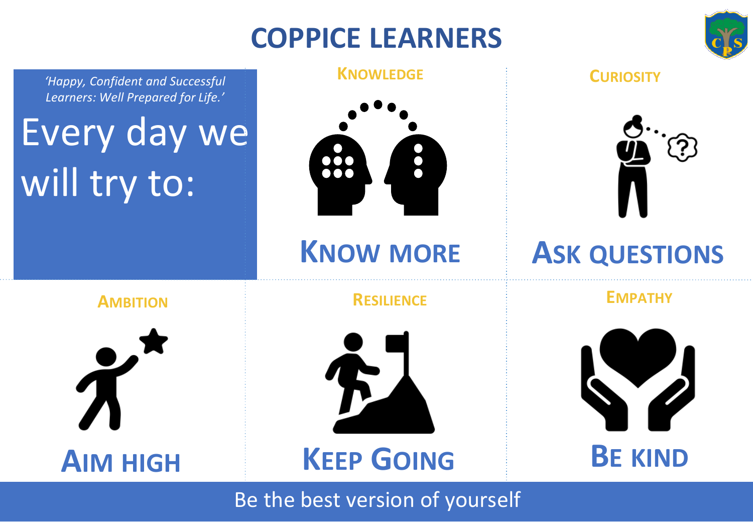# COPPICE LEARNERS

*'Happy, Confident and Successful Learners: Well Prepared for Life.'*

## Every day we will try to:

### KNOWLEDGE
**KNOW MORE**

### CURIOSITY
**ASK QUESTIONS**

### AMBITION
**AIM HIGH**

### RESILIENCE
**KEEP GOING**

### EMPATHY
**BE KIND**

Be the best version of yourself